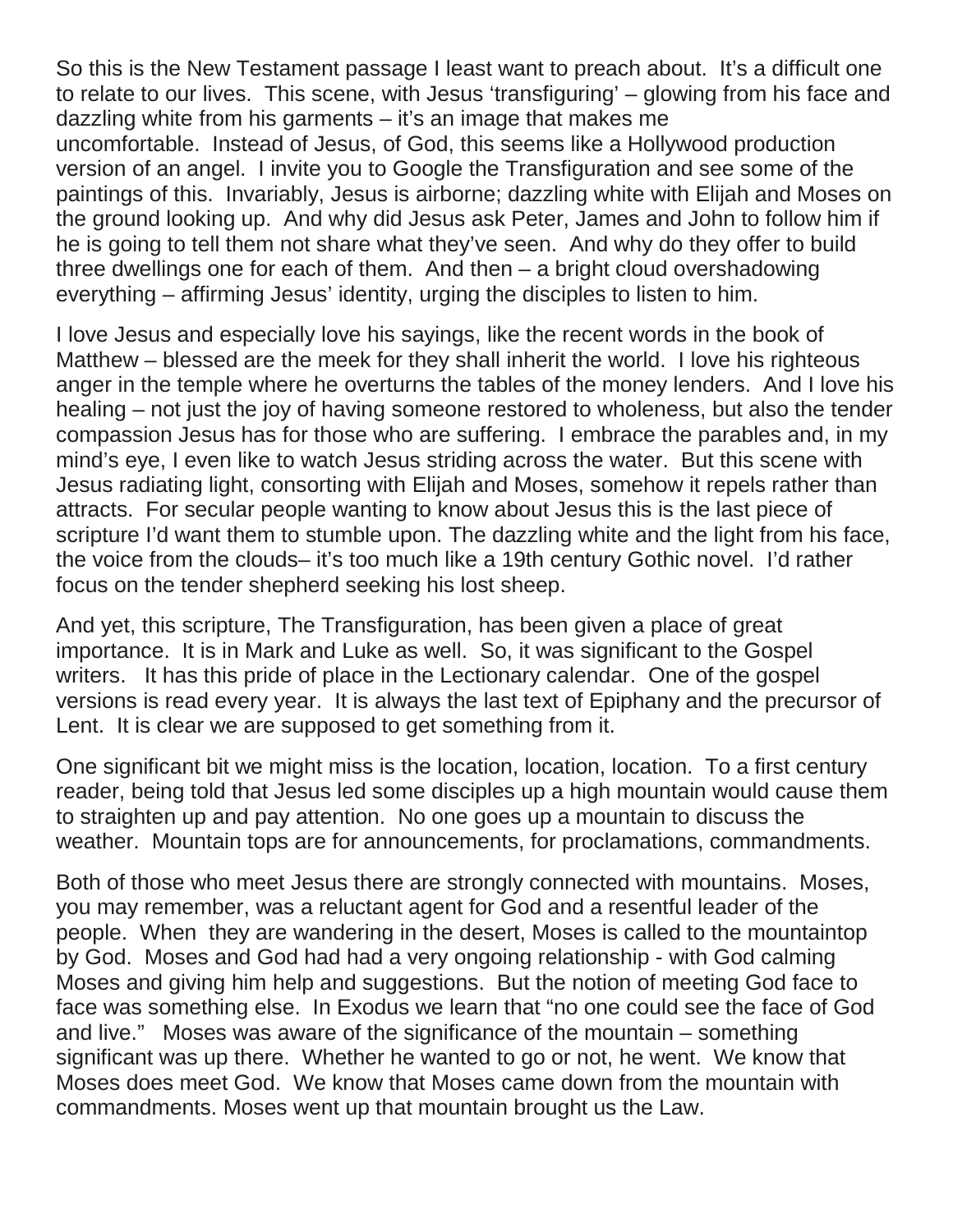So this is the New Testament passage I least want to preach about. It's a difficult one to relate to our lives. This scene, with Jesus 'transfiguring' – glowing from his face and dazzling white from his garments – it's an image that makes me uncomfortable. Instead of Jesus, of God, this seems like a Hollywood production version of an angel. I invite you to Google the Transfiguration and see some of the paintings of this. Invariably, Jesus is airborne; dazzling white with Elijah and Moses on the ground looking up. And why did Jesus ask Peter, James and John to follow him if he is going to tell them not share what they've seen. And why do they offer to build three dwellings one for each of them. And then – a bright cloud overshadowing everything – affirming Jesus' identity, urging the disciples to listen to him.

I love Jesus and especially love his sayings, like the recent words in the book of Matthew – blessed are the meek for they shall inherit the world. I love his righteous anger in the temple where he overturns the tables of the money lenders. And I love his healing – not just the joy of having someone restored to wholeness, but also the tender compassion Jesus has for those who are suffering. I embrace the parables and, in my mind's eye, I even like to watch Jesus striding across the water. But this scene with Jesus radiating light, consorting with Elijah and Moses, somehow it repels rather than attracts. For secular people wanting to know about Jesus this is the last piece of scripture I'd want them to stumble upon. The dazzling white and the light from his face, the voice from the clouds– it's too much like a 19th century Gothic novel. I'd rather focus on the tender shepherd seeking his lost sheep.

And yet, this scripture, The Transfiguration, has been given a place of great importance. It is in Mark and Luke as well. So, it was significant to the Gospel writers. It has this pride of place in the Lectionary calendar. One of the gospel versions is read every year. It is always the last text of Epiphany and the precursor of Lent. It is clear we are supposed to get something from it.

One significant bit we might miss is the location, location, location. To a first century reader, being told that Jesus led some disciples up a high mountain would cause them to straighten up and pay attention. No one goes up a mountain to discuss the weather. Mountain tops are for announcements, for proclamations, commandments.

Both of those who meet Jesus there are strongly connected with mountains. Moses, you may remember, was a reluctant agent for God and a resentful leader of the people. When they are wandering in the desert, Moses is called to the mountaintop by God. Moses and God had had a very ongoing relationship - with God calming Moses and giving him help and suggestions. But the notion of meeting God face to face was something else. In Exodus we learn that "no one could see the face of God and live." Moses was aware of the significance of the mountain – something significant was up there. Whether he wanted to go or not, he went. We know that Moses does meet God. We know that Moses came down from the mountain with commandments. Moses went up that mountain brought us the Law.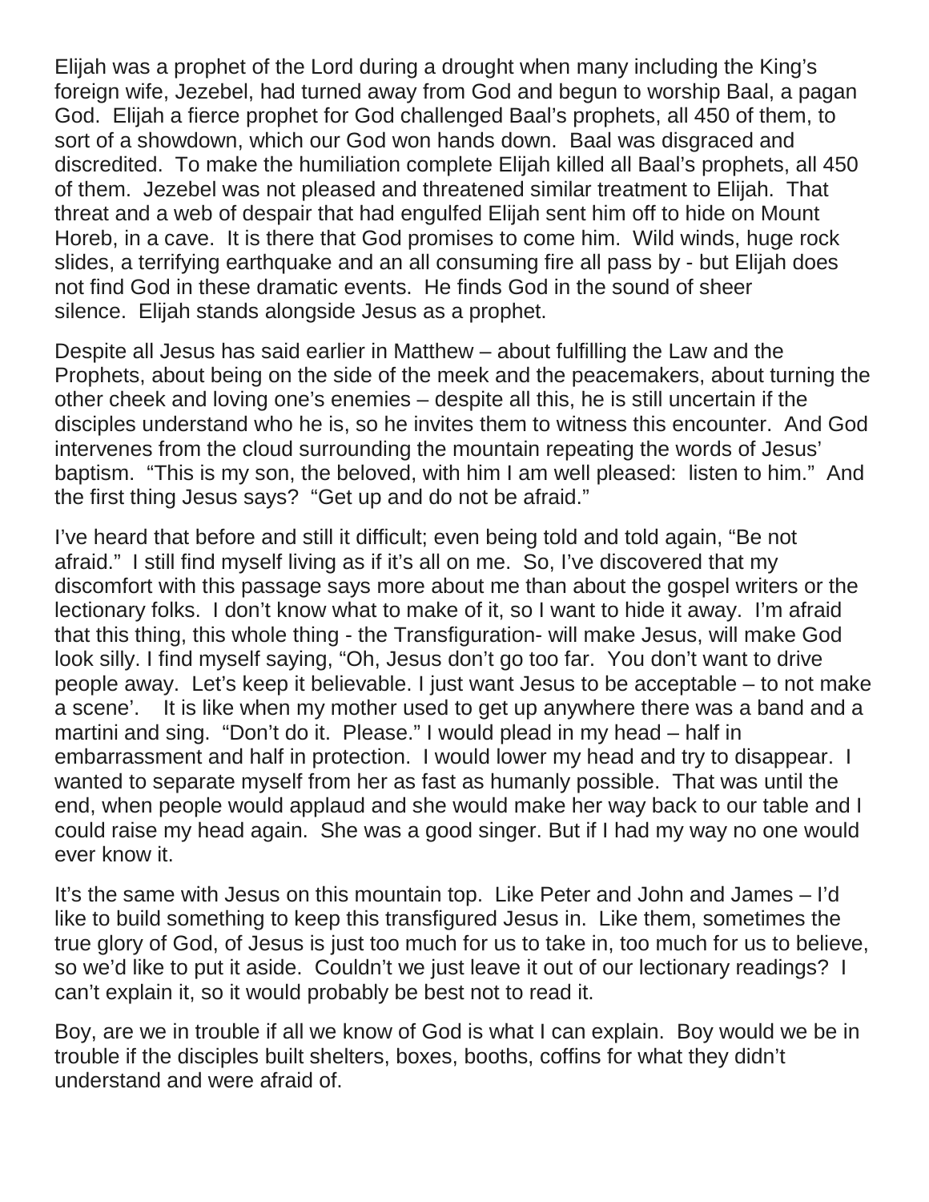Elijah was a prophet of the Lord during a drought when many including the King's foreign wife, Jezebel, had turned away from God and begun to worship Baal, a pagan God. Elijah a fierce prophet for God challenged Baal's prophets, all 450 of them, to sort of a showdown, which our God won hands down. Baal was disgraced and discredited. To make the humiliation complete Elijah killed all Baal's prophets, all 450 of them. Jezebel was not pleased and threatened similar treatment to Elijah. That threat and a web of despair that had engulfed Elijah sent him off to hide on Mount Horeb, in a cave. It is there that God promises to come him. Wild winds, huge rock slides, a terrifying earthquake and an all consuming fire all pass by - but Elijah does not find God in these dramatic events. He finds God in the sound of sheer silence. Elijah stands alongside Jesus as a prophet.

Despite all Jesus has said earlier in Matthew – about fulfilling the Law and the Prophets, about being on the side of the meek and the peacemakers, about turning the other cheek and loving one's enemies – despite all this, he is still uncertain if the disciples understand who he is, so he invites them to witness this encounter. And God intervenes from the cloud surrounding the mountain repeating the words of Jesus' baptism. "This is my son, the beloved, with him I am well pleased: listen to him." And the first thing Jesus says? "Get up and do not be afraid."

I've heard that before and still it difficult; even being told and told again, "Be not afraid." I still find myself living as if it's all on me. So, I've discovered that my discomfort with this passage says more about me than about the gospel writers or the lectionary folks. I don't know what to make of it, so I want to hide it away. I'm afraid that this thing, this whole thing - the Transfiguration- will make Jesus, will make God look silly. I find myself saying, "Oh, Jesus don't go too far. You don't want to drive people away. Let's keep it believable. I just want Jesus to be acceptable – to not make a scene'. It is like when my mother used to get up anywhere there was a band and a martini and sing. "Don't do it. Please." I would plead in my head – half in embarrassment and half in protection. I would lower my head and try to disappear. I wanted to separate myself from her as fast as humanly possible. That was until the end, when people would applaud and she would make her way back to our table and I could raise my head again. She was a good singer. But if I had my way no one would ever know it.

It's the same with Jesus on this mountain top. Like Peter and John and James – I'd like to build something to keep this transfigured Jesus in. Like them, sometimes the true glory of God, of Jesus is just too much for us to take in, too much for us to believe, so we'd like to put it aside. Couldn't we just leave it out of our lectionary readings? I can't explain it, so it would probably be best not to read it.

Boy, are we in trouble if all we know of God is what I can explain. Boy would we be in trouble if the disciples built shelters, boxes, booths, coffins for what they didn't understand and were afraid of.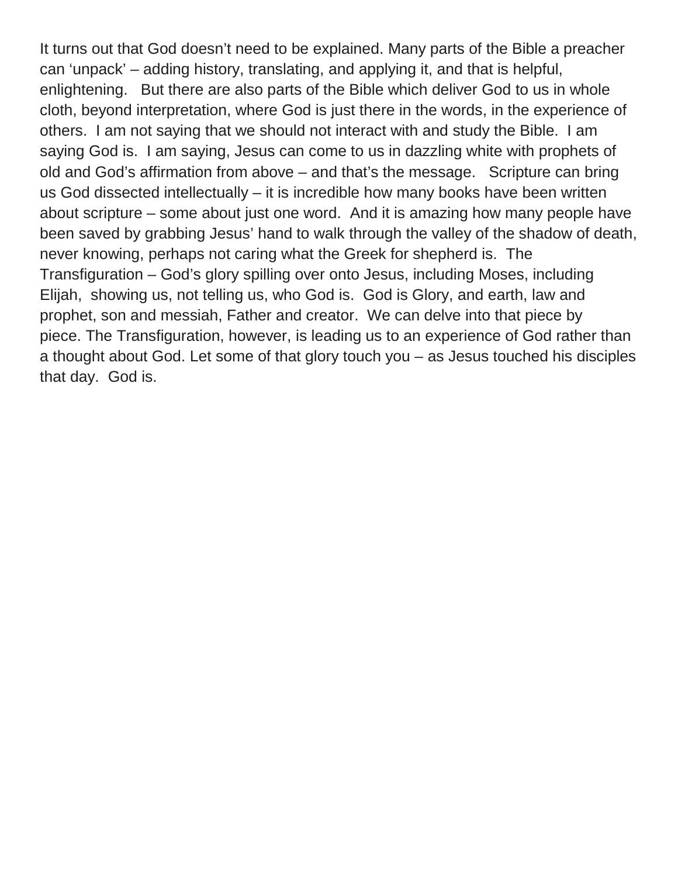It turns out that God doesn't need to be explained. Many parts of the Bible a preacher can 'unpack' – adding history, translating, and applying it, and that is helpful, enlightening. But there are also parts of the Bible which deliver God to us in whole cloth, beyond interpretation, where God is just there in the words, in the experience of others. I am not saying that we should not interact with and study the Bible. I am saying God is. I am saying, Jesus can come to us in dazzling white with prophets of old and God's affirmation from above – and that's the message. Scripture can bring us God dissected intellectually – it is incredible how many books have been written about scripture – some about just one word. And it is amazing how many people have been saved by grabbing Jesus' hand to walk through the valley of the shadow of death, never knowing, perhaps not caring what the Greek for shepherd is. The Transfiguration – God's glory spilling over onto Jesus, including Moses, including Elijah, showing us, not telling us, who God is. God is Glory, and earth, law and prophet, son and messiah, Father and creator. We can delve into that piece by piece. The Transfiguration, however, is leading us to an experience of God rather than a thought about God. Let some of that glory touch you – as Jesus touched his disciples that day. God is.